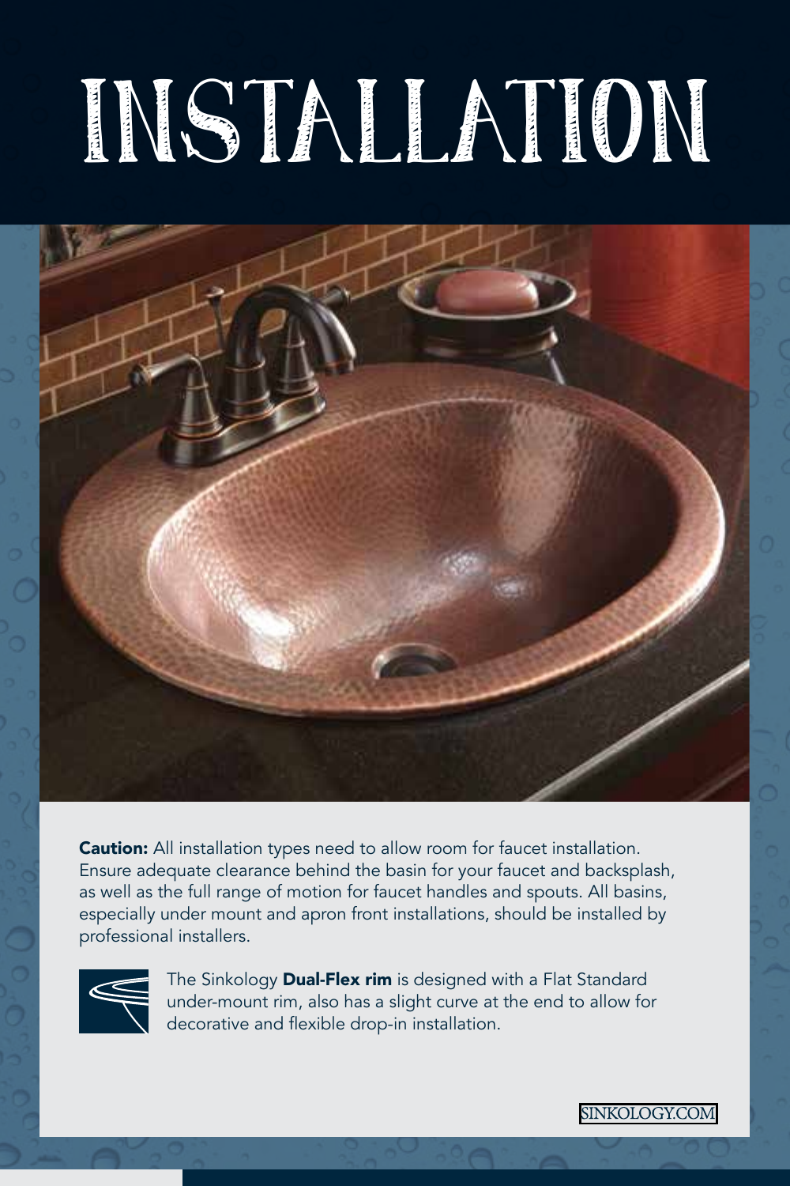# INSTALLATION

**Caution:** All installation types need to allow room for faucet installation. Ensure adequate clearance behind the basin for your faucet and backsplash, as well as the full range of motion for faucet handles and spouts. All basins, especially under mount and apron front installations, should be installed by professional installers.

The Sinkology **Dual-Flex rim** is designed with a Flat Standard under-mount rim, also has a slight curve at the end to allow for decorative and flexible drop-in installation.

SINKOLOGY.COM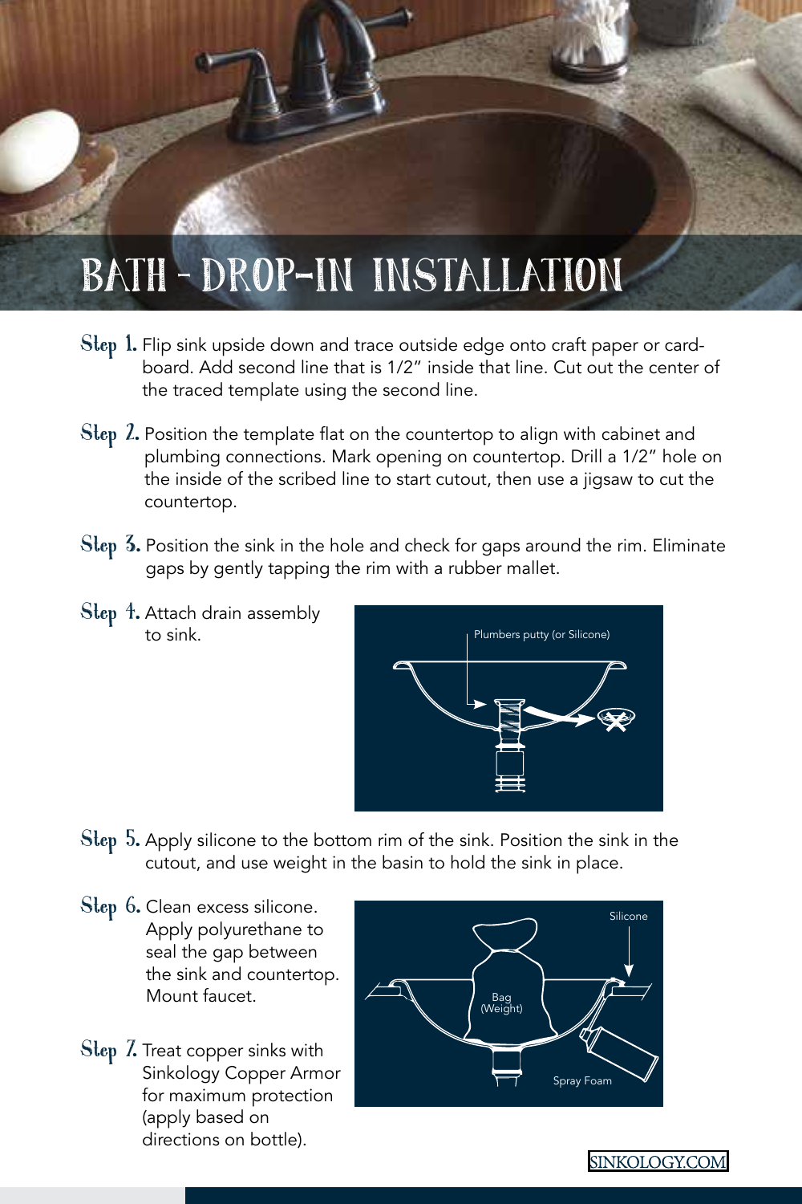# BATH - DROP-IN INSTALLATION

**Step 1.** Flip sink upside down and trace outside edge onto craft paper or card-board. Add second line that is 1/2" inside that line. Cut out the center of the traced template using the second line.

**Step 2.** Position the template flat on the countertop to align with cabinet and plumbing connections. Mark opening on countertop. Drill a 1/2" hole on the inside of the scribed line to start cutout, then use a jigsaw to cut the countertop.

**Step 3.** Position the sink in the hole and check for gaps around the rim. Eliminate gaps by gently tapping the rim with a rubber mallet.

**Step 4.** Attach drain assembly to sink.

Plumbers putty (or Silicone)

**Step 5.** Apply silicone to the bottom rim of the sink. Position the sink in the cutout, and use weight in the basin to hold the sink in place.

**Step 6.** Clean excess silicone. Apply polyurethane to seal the gap between the sink and countertop. Mount faucet.

**Step 7.** Treat copper sinks with Sinkology Copper Armor for maximum protection (apply based on directions on bottle).

Silicone

Bag (Weight)

Spray Foam

SINKOLOGY.COM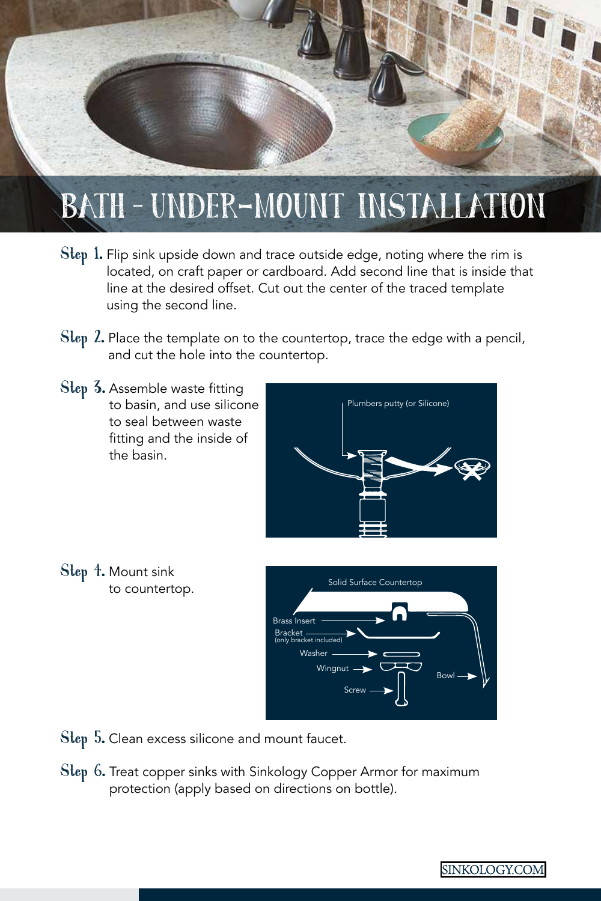# BATH - UNDER-MOUNT INSTALLATION

**Step 1.** Flip sink upside down and trace outside edge, noting where the rim is located, on craft paper or cardboard. Add second line that is inside that line at the desired offset. Cut out the center of the traced template using the second line.

**Step 2.** Place the template on to the countertop, trace the edge with a pencil, and cut the hole into the countertop.

**Step 3.** Assemble waste fitting to basin, and use silicone to seal between waste fitting and the inside of the basin.

Plumbers putty (or Silicone)

**Step 4.** Mount sink to countertop.

Solid Surface Countertop

Brass Insert

Bracket (only bracket included)

Washer

Wingnut

Screw

Bowl

**Step 5.** Clean excess silicone and mount faucet.

**Step 6.** Treat copper sinks with Sinkology Copper Armor for maximum protection (apply based on directions on bottle).

SINKOLOGY.COM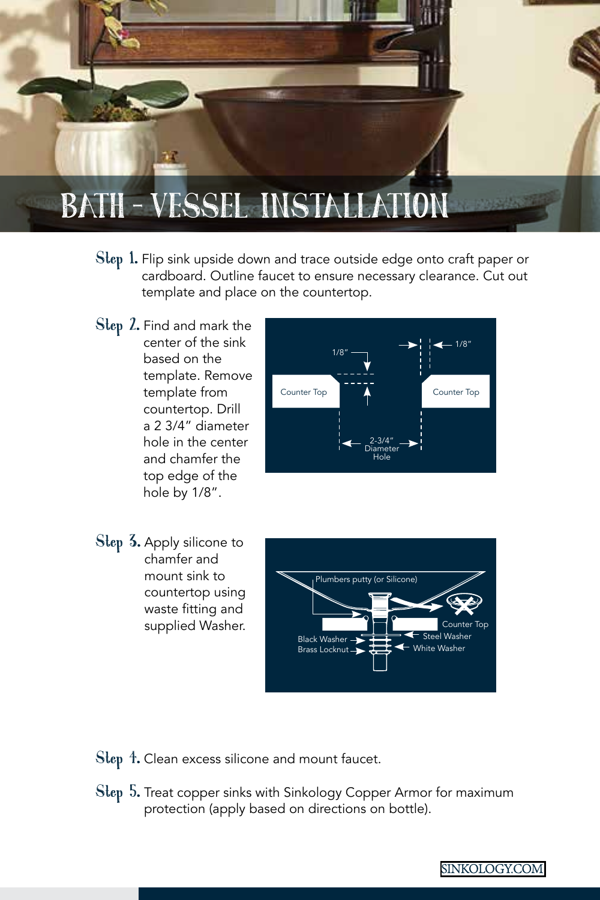# BATH - VESSEL INSTALLATION

**Step 1.** Flip sink upside down and trace outside edge onto craft paper or cardboard. Outline faucet to ensure necessary clearance. Cut out template and place on the countertop.

**Step 2.** Find and mark the center of the sink based on the template. Remove template from countertop. Drill a 2 3/4" diameter hole in the center and chamfer the top edge of the hole by 1/8".

**Step 3.** Apply silicone to chamfer and mount sink to countertop using waste fitting and supplied Washer.

**Step 4.** Clean excess silicone and mount faucet.

**Step 5.** Treat copper sinks with Sinkology Copper Armor for maximum protection (apply based on directions on bottle).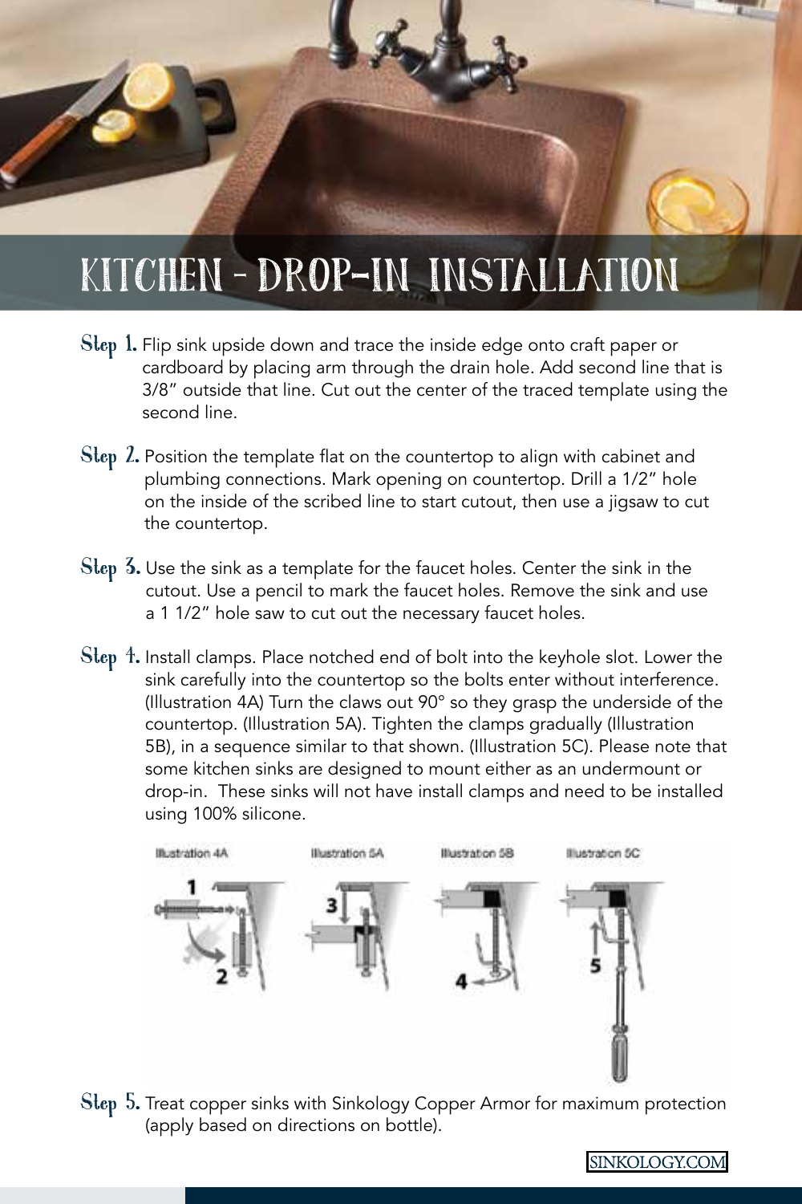# KITCHEN - DROP-IN INSTALLATION

**Step 1.** Flip sink upside down and trace the inside edge onto craft paper or cardboard by placing arm through the drain hole. Add second line that is 3/8" outside that line. Cut out the center of the traced template using the second line.

**Step 2.** Position the template flat on the countertop to align with cabinet and plumbing connections. Mark opening on countertop. Drill a 1/2" hole on the inside of the scribed line to start cutout, then use a jigsaw to cut the countertop.

**Step 3.** Use the sink as a template for the faucet holes. Center the sink in the cutout. Use a pencil to mark the faucet holes. Remove the sink and use a 1 1/2" hole saw to cut out the necessary faucet holes.

**Step 4.** Install clamps. Place notched end of bolt into the keyhole slot. Lower the sink carefully into the countertop so the bolts enter without interference. (Illustration 4A) Turn the claws out 90° so they grasp the underside of the countertop. (Illustration 5A). Tighten the clamps gradually (Illustration 5B), in a sequence similar to that shown. (Illustration 5C). Please note that some kitchen sinks are designed to mount either as an undermount or drop-in. These sinks will not have install clamps and need to be installed using 100% silicone.

Illustration 4A

Illustration 5A

Illustration 5B

Illustration 5C

**Step 5.** Treat copper sinks with Sinkology Copper Armor for maximum protection (apply based on directions on bottle).

SINKOLOGY.COM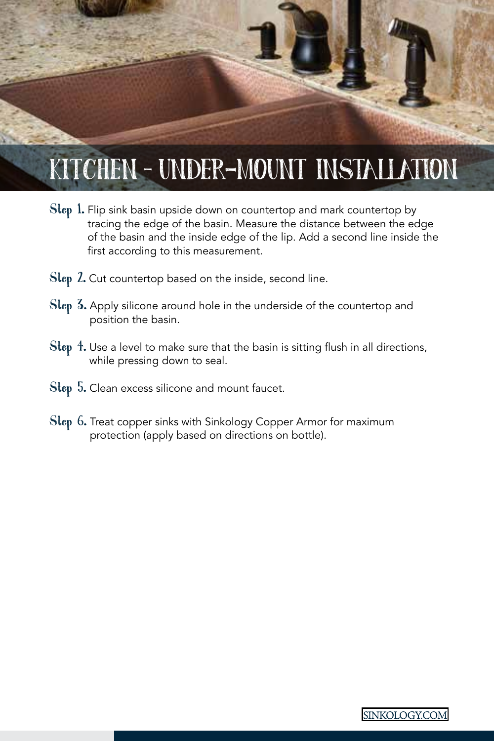# KITCHEN - UNDER-MOUNT INSTALLATION

**Step 1.** Flip sink basin upside down on countertop and mark countertop by tracing the edge of the basin. Measure the distance between the edge of the basin and the inside edge of the lip. Add a second line inside the first according to this measurement.

**Step 2.** Cut countertop based on the inside, second line.

**Step 3.** Apply silicone around hole in the underside of the countertop and position the basin.

**Step 4.** Use a level to make sure that the basin is sitting flush in all directions, while pressing down to seal.

**Step 5.** Clean excess silicone and mount faucet.

**Step 6.** Treat copper sinks with Sinkology Copper Armor for maximum protection (apply based on directions on bottle).

SINKOLOGY.COM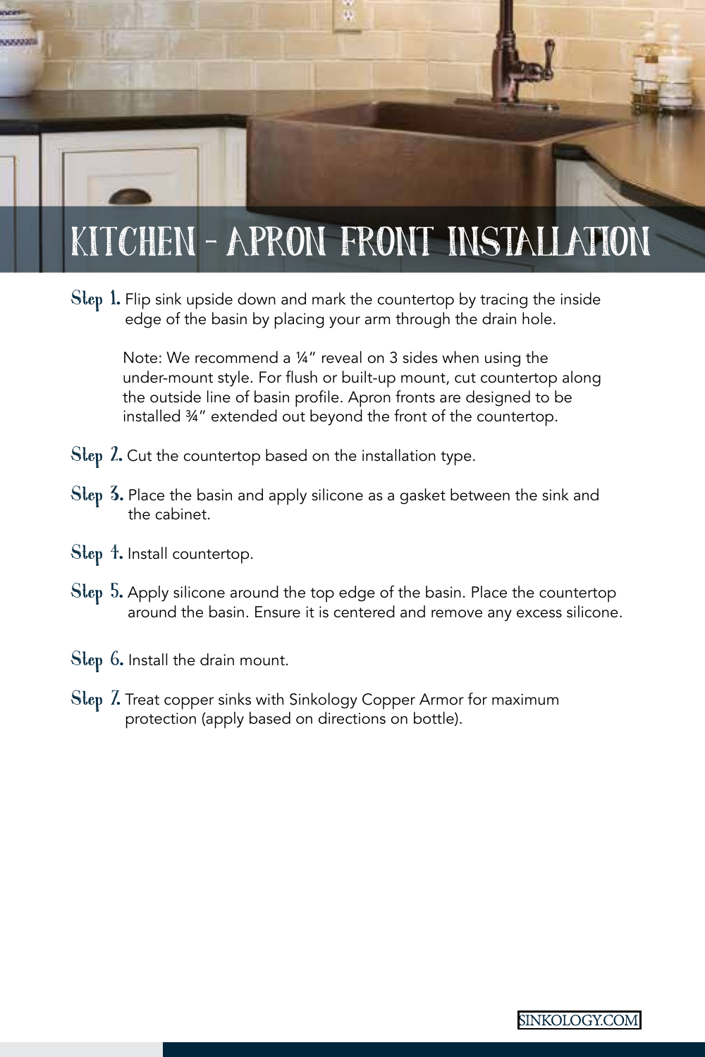# KITCHEN - APRON FRONT INSTALLATION

**Step 1.** Flip sink upside down and mark the countertop by tracing the inside edge of the basin by placing your arm through the drain hole.

Note: We recommend a ¼” reveal on 3 sides when using the under-mount style. For flush or built-up mount, cut countertop along the outside line of basin profile. Apron fronts are designed to be installed ¾” extended out beyond the front of the countertop.

**Step 2.** Cut the countertop based on the installation type.

**Step 3.** Place the basin and apply silicone as a gasket between the sink and the cabinet.

**Step 4.** Install countertop.

**Step 5.** Apply silicone around the top edge of the basin. Place the countertop around the basin. Ensure it is centered and remove any excess silicone.

**Step 6.** Install the drain mount.

**Step 7.** Treat copper sinks with Sinkology Copper Armor for maximum protection (apply based on directions on bottle).

SINKOLOGY.COM